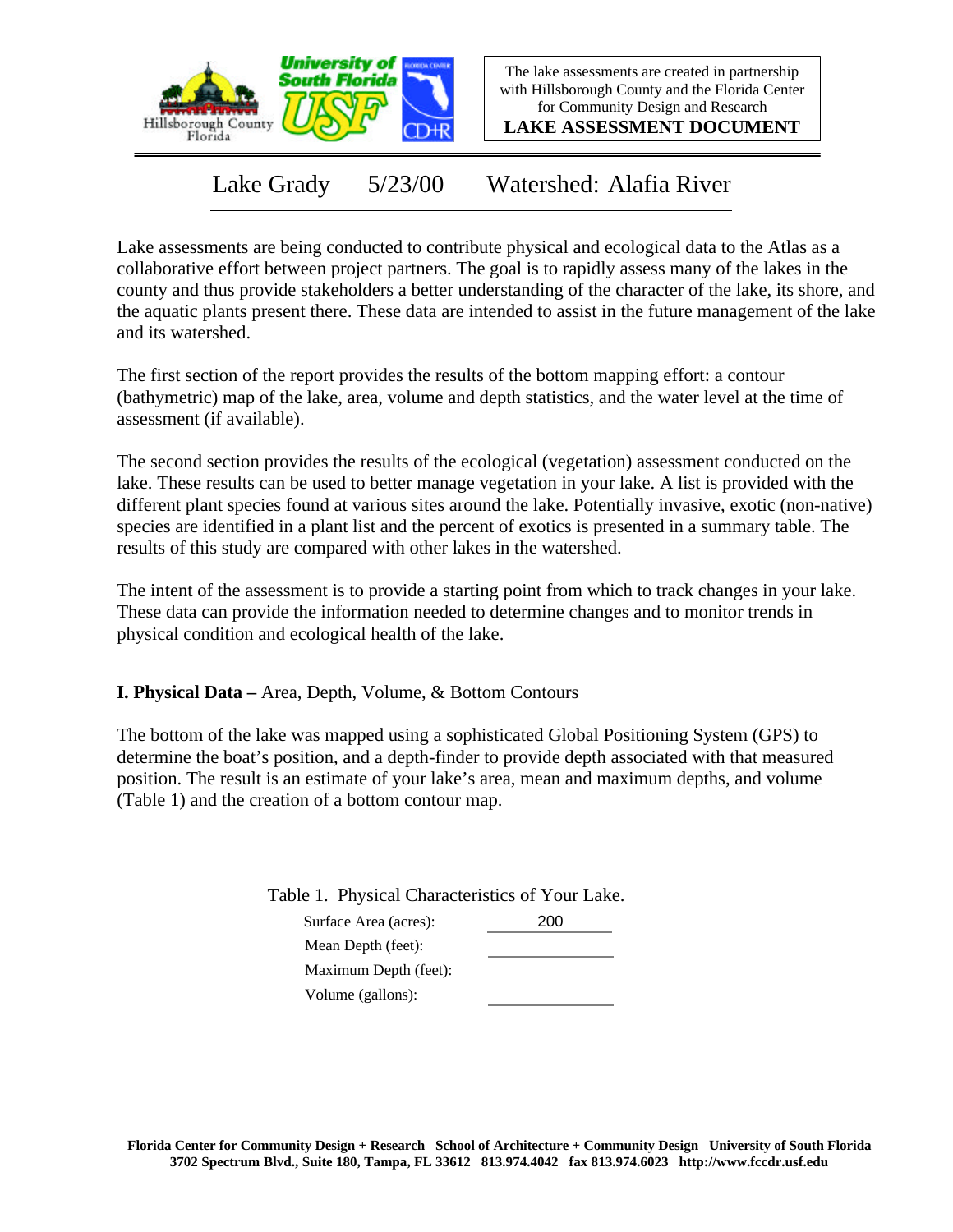The lake assessments are created in partnership with Hillsborough County and the Florida Center for Community Design and Research

**LAKE ASSESSMENT DOCUMENT**

# Lake Grady 5/23/00 Watershed: Alafia River

Lake assessments are being conducted to contribute physical and ecological data to the Atlas as a collaborative effort between project partners. The goal is to rapidly assess many of the lakes in the county and thus provide stakeholders a better understanding of the character of the lake, its shore, and the aquatic plants present there. These data are intended to assist in the future management of the lake and its watershed.

The first section of the report provides the results of the bottom mapping effort: a contour (bathymetric) map of the lake, area, volume and depth statistics, and the water level at the time of assessment (if available).

The second section provides the results of the ecological (vegetation) assessment conducted on the lake. These results can be used to better manage vegetation in your lake. A list is provided with the different plant species found at various sites around the lake. Potentially invasive, exotic (non-native) species are identified in a plant list and the percent of exotics is presented in a summary table. The results of this study are compared with other lakes in the watershed.

The intent of the assessment is to provide a starting point from which to track changes in your lake. These data can provide the information needed to determine changes and to monitor trends in physical condition and ecological health of the lake.

## I. Physical Data – Area, Depth, Volume, & Bottom Contours

The bottom of the lake was mapped using a sophisticated Global Positioning System (GPS) to determine the boat's position, and a depth-finder to provide depth associated with that measured position. The result is an estimate of your lake's area, mean and maximum depths, and volume (Table 1) and the creation of a bottom contour map.

Table 1. Physical Characteristics of Your Lake.

| Characteristic | Value |
|---|---|
| Surface Area (acres): | 200 |
| Mean Depth (feet): | |
| Maximum Depth (feet): | |
| Volume (gallons): | |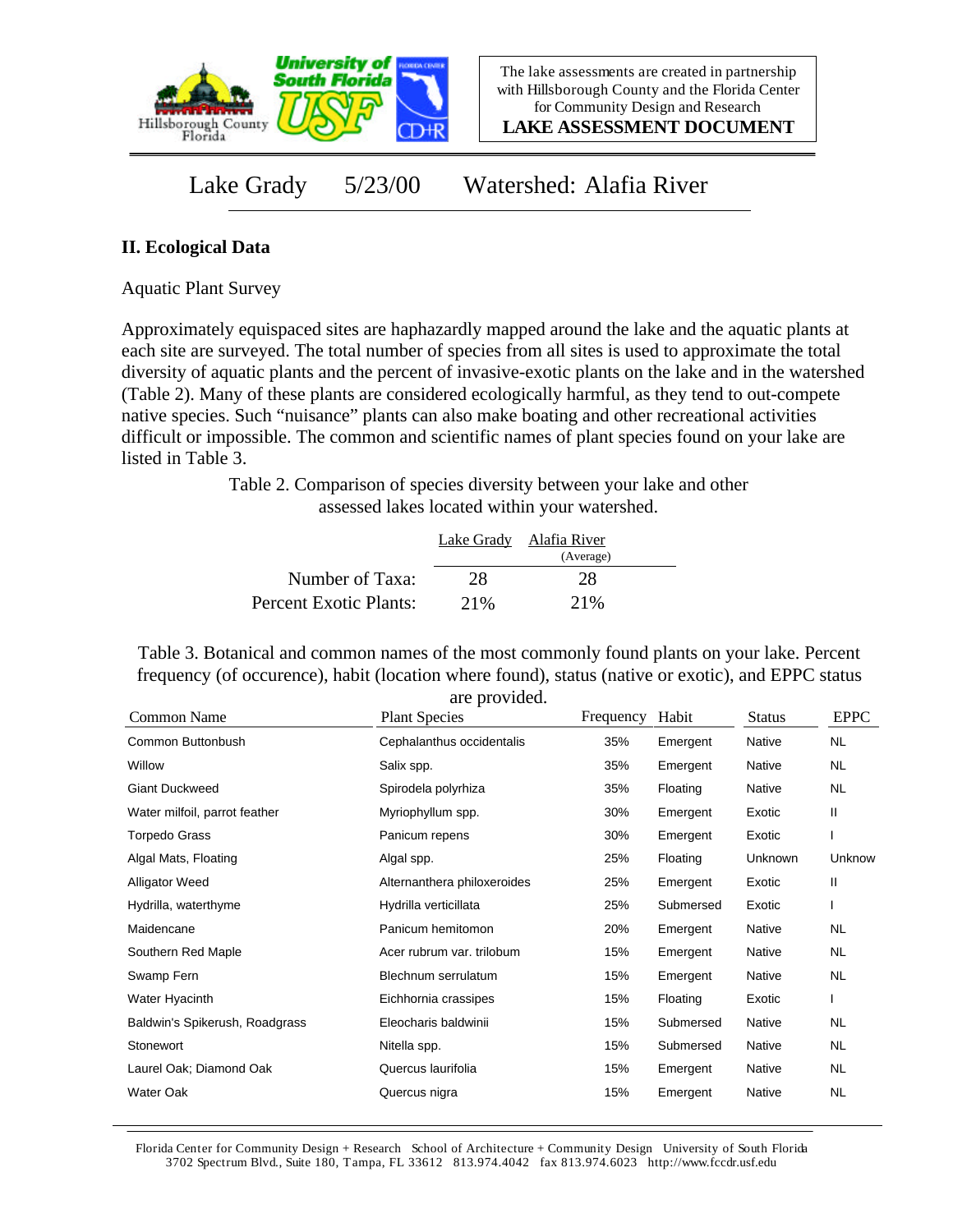The lake assessments are created in partnership with Hillsborough County and the Florida Center for Community Design and Research

**LAKE ASSESSMENT DOCUMENT**

# Lake Grady 5/23/00 Watershed: Alafia River

## II. Ecological Data

Aquatic Plant Survey

Approximately equispaced sites are haphazardly mapped around the lake and the aquatic plants at each site are surveyed. The total number of species from all sites is used to approximate the total diversity of aquatic plants and the percent of invasive-exotic plants on the lake and in the watershed (Table 2). Many of these plants are considered ecologically harmful, as they tend to out-compete native species. Such "nuisance" plants can also make boating and other recreational activities difficult or impossible. The common and scientific names of plant species found on your lake are listed in Table 3.

Table 2. Comparison of species diversity between your lake and other assessed lakes located within your watershed.

| | Lake Grady | Alafia River (Average) |
|---|---|---|
| Number of Taxa: | 28 | 28 |
| Percent Exotic Plants: | 21% | 21% |

Table 3. Botanical and common names of the most commonly found plants on your lake. Percent frequency (of occurence), habit (location where found), status (native or exotic), and EPPC status are provided.

| Common Name | Plant Species | Frequency | Habit | Status | EPPC |
|---|---|---|---|---|---|
| Common Buttonbush | Cephalanthus occidentalis | 35% | Emergent | Native | NL |
| Willow | Salix spp. | 35% | Emergent | Native | NL |
| Giant Duckweed | Spirodela polyrhiza | 35% | Floating | Native | NL |
| Water milfoil, parrot feather | Myriophyllum spp. | 30% | Emergent | Exotic | II |
| Torpedo Grass | Panicum repens | 30% | Emergent | Exotic | I |
| Algal Mats, Floating | Algal spp. | 25% | Floating | Unknown | Unknow |
| Alligator Weed | Alternanthera philoxeroides | 25% | Emergent | Exotic | II |
| Hydrilla, waterthyme | Hydrilla verticillata | 25% | Submersed | Exotic | I |
| Maidencane | Panicum hemitomon | 20% | Emergent | Native | NL |
| Southern Red Maple | Acer rubrum var. trilobum | 15% | Emergent | Native | NL |
| Swamp Fern | Blechnum serrulatum | 15% | Emergent | Native | NL |
| Water Hyacinth | Eichhornia crassipes | 15% | Floating | Exotic | I |
| Baldwin's Spikerush, Roadgrass | Eleocharis baldwinii | 15% | Submersed | Native | NL |
| Stonewort | Nitella spp. | 15% | Submersed | Native | NL |
| Laurel Oak; Diamond Oak | Quercus laurifolia | 15% | Emergent | Native | NL |
| Water Oak | Quercus nigra | 15% | Emergent | Native | NL |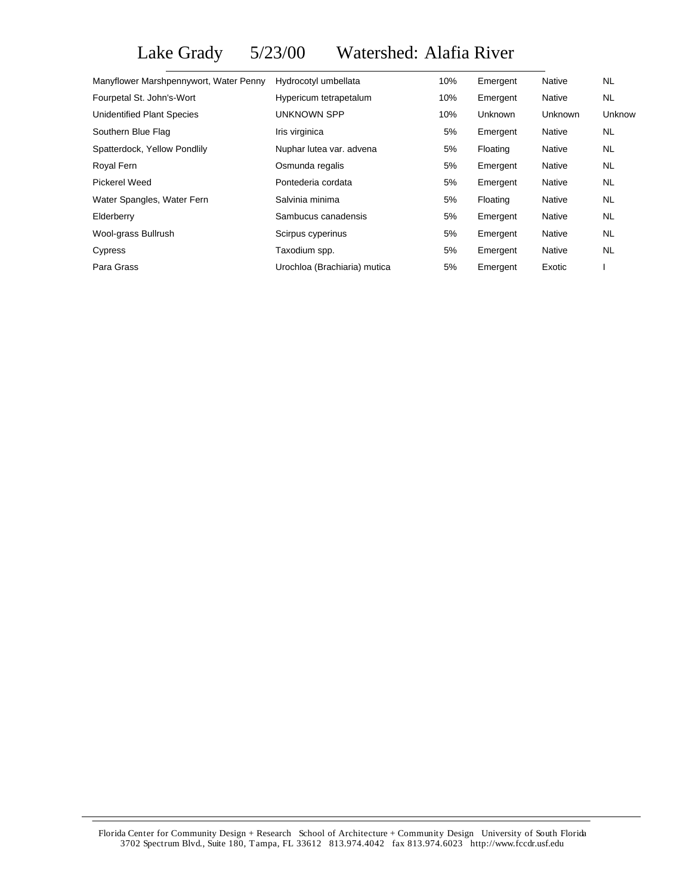# Lake Grady 5/23/00 Watershed: Alafia River

| | | | | | |
|---|---|---|---|---|---|
| Manyflower Marshpennywort, Water Penny | Hydrocotyl umbellata | 10% | Emergent | Native | NL |
| Fourpetal St. John's-Wort | Hypericum tetrapetalum | 10% | Emergent | Native | NL |
| Unidentified Plant Species | UNKNOWN SPP | 10% | Unknown | Unknown | Unknow |
| Southern Blue Flag | Iris virginica | 5% | Emergent | Native | NL |
| Spatterdock, Yellow Pondlily | Nuphar lutea var. advena | 5% | Floating | Native | NL |
| Royal Fern | Osmunda regalis | 5% | Emergent | Native | NL |
| Pickerel Weed | Pontederia cordata | 5% | Emergent | Native | NL |
| Water Spangles, Water Fern | Salvinia minima | 5% | Floating | Native | NL |
| Elderberry | Sambucus canadensis | 5% | Emergent | Native | NL |
| Wool-grass Bullrush | Scirpus cyperinus | 5% | Emergent | Native | NL |
| Cypress | Taxodium spp. | 5% | Emergent | Native | NL |
| Para Grass | Urochloa (Brachiaria) mutica | 5% | Emergent | Exotic | I |

Florida Center for Community Design + Research School of Architecture + Community Design University of South Florida
3702 Spectrum Blvd., Suite 180, Tampa, FL 33612 813.974.4042 fax 813.974.6023 http://www.fccdr.usf.edu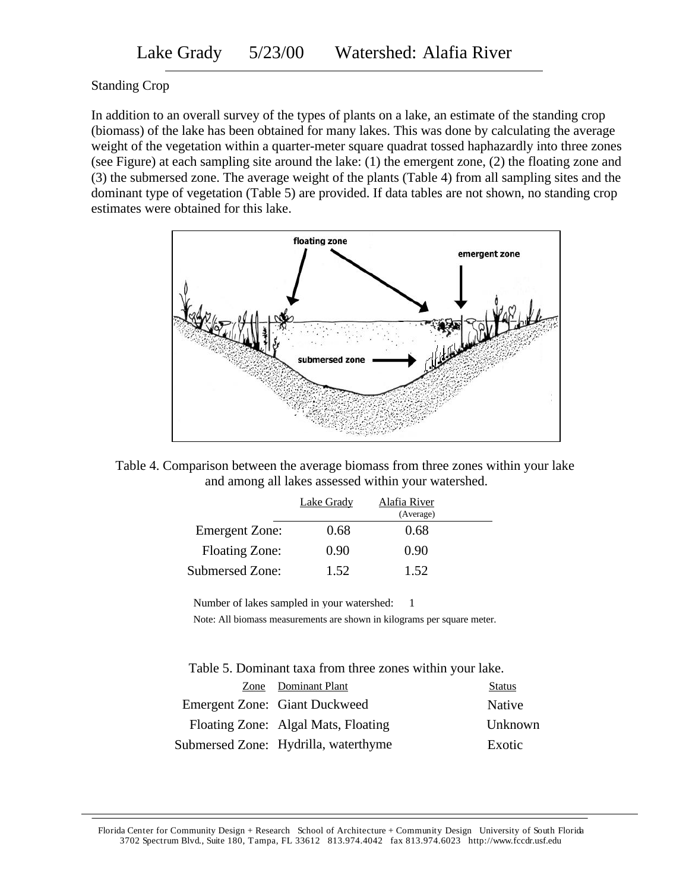# Lake Grady 5/23/00 Watershed: Alafia River

Standing Crop

In addition to an overall survey of the types of plants on a lake, an estimate of the standing crop (biomass) of the lake has been obtained for many lakes. This was done by calculating the average weight of the vegetation within a quarter-meter square quadrat tossed haphazardly into three zones (see Figure) at each sampling site around the lake: (1) the emergent zone, (2) the floating zone and (3) the submersed zone. The average weight of the plants (Table 4) from all sampling sites and the dominant type of vegetation (Table 5) are provided. If data tables are not shown, no standing crop estimates were obtained for this lake.

floating zone

emergent zone

submersed zone

Table 4. Comparison between the average biomass from three zones within your lake and among all lakes assessed within your watershed.

| | Lake Grady | Alafia River (Average) |
|---|---|---|
| Emergent Zone: | 0.68 | 0.68 |
| Floating Zone: | 0.90 | 0.90 |
| Submersed Zone: | 1.52 | 1.52 |

Number of lakes sampled in your watershed: 1

Note: All biomass measurements are shown in kilograms per square meter.

Table 5. Dominant taxa from three zones within your lake.

| Zone | Dominant Plant | Status |
|---|---|---|
| Emergent Zone: | Giant Duckweed | Native |
| Floating Zone: | Algal Mats, Floating | Unknown |
| Submersed Zone: | Hydrilla, waterthyme | Exotic |